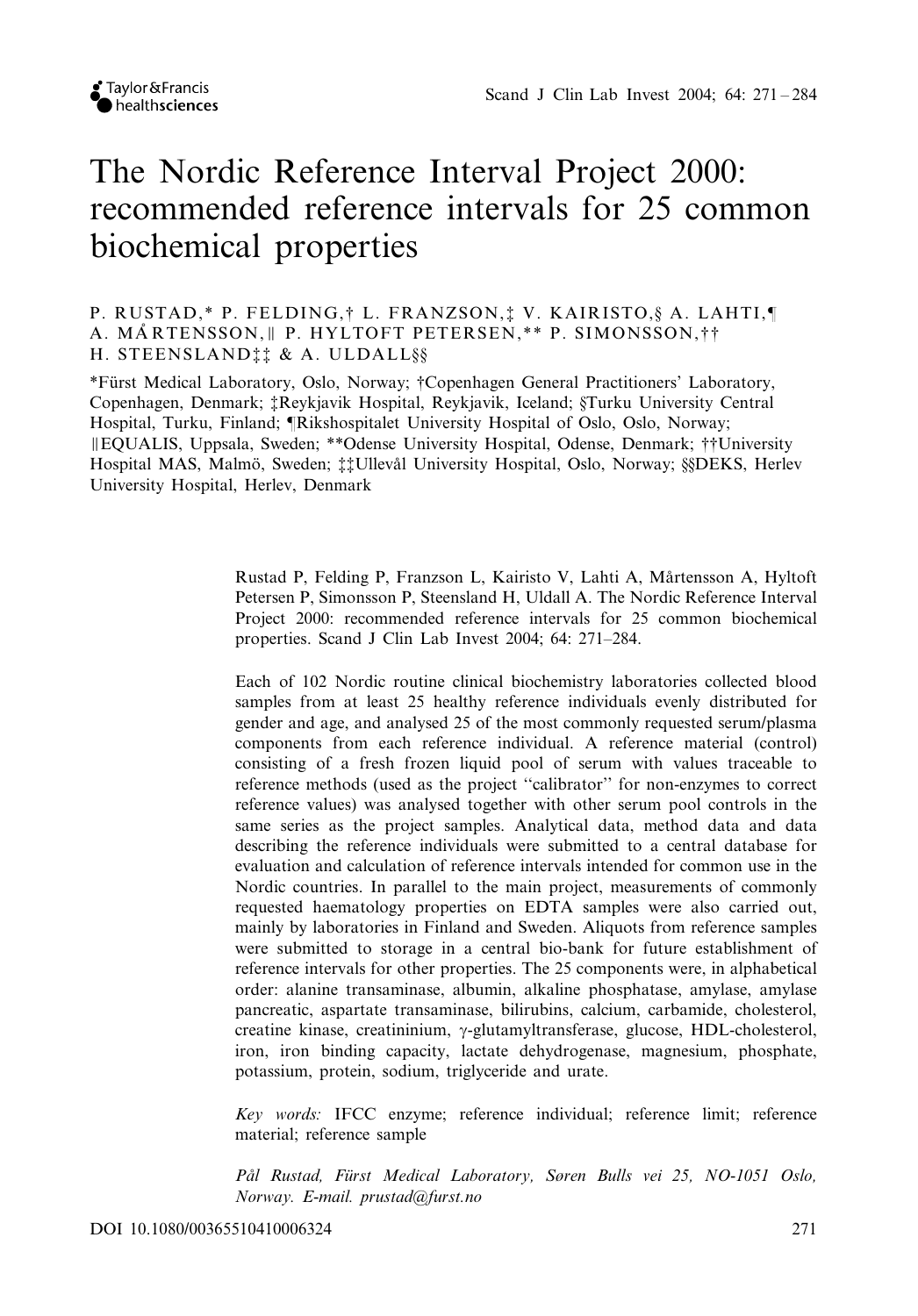# The Nordic Reference Interval Project 2000: recommended reference intervals for 25 common biochemical properties

P. RUSTAD,* P. FELDING,† L. FRANZSON,‡ V. KAIRISTO,§ A. LAHTI,¶ A. MÅRTENSSON,|| P. HYLTOFT PETERSEN,** P. SIMONSSON,†† H. STEENSLAND‡‡ & A. ULDALL§§

*Fürst Medical Laboratory, Oslo, Norway; †Copenhagen General Practitioners' Laboratory, Copenhagen, Denmark; ‡Reykjavik Hospital, Reykjavik, Iceland; §Turku University Central Hospital, Turku, Finland; ¶Rikshospitalet University Hospital of Oslo, Oslo, Norway; ||EQUALIS, Uppsala, Sweden; **Odense University Hospital, Odense, Denmark; ††University Hospital MAS, Malmö, Sweden; ‡‡Ullevål University Hospital, Oslo, Norway; §§DEKS, Herlev University Hospital, Herlev, Denmark

Rustad P, Felding P, Franzson L, Kairisto V, Lahti A, Mårtensson A, Hyltoft Petersen P, Simonsson P, Steensland H, Uldall A. The Nordic Reference Interval Project 2000: recommended reference intervals for 25 common biochemical properties. Scand J Clin Lab Invest 2004; 64: 271–284.

Each of 102 Nordic routine clinical biochemistry laboratories collected blood samples from at least 25 healthy reference individuals evenly distributed for gender and age, and analysed 25 of the most commonly requested serum/plasma components from each reference individual. A reference material (control) consisting of a fresh frozen liquid pool of serum with values traceable to reference methods (used as the project "calibrator" for non-enzymes to correct reference values) was analysed together with other serum pool controls in the same series as the project samples. Analytical data, method data and data describing the reference individuals were submitted to a central database for evaluation and calculation of reference intervals intended for common use in the Nordic countries. In parallel to the main project, measurements of commonly requested haematology properties on EDTA samples were also carried out, mainly by laboratories in Finland and Sweden. Aliquots from reference samples were submitted to storage in a central bio-bank for future establishment of reference intervals for other properties. The 25 components were, in alphabetical order: alanine transaminase, albumin, alkaline phosphatase, amylase, amylase pancreatic, aspartate transaminase, bilirubins, calcium, carbamide, cholesterol, creatine kinase, creatininium, γ-glutamyltransferase, glucose, HDL-cholesterol, iron, iron binding capacity, lactate dehydrogenase, magnesium, phosphate, potassium, protein, sodium, triglyceride and urate.

*Key words:* IFCC enzyme; reference individual; reference limit; reference material; reference sample

*Pål Rustad, Fürst Medical Laboratory, Søren Bulls vei 25, NO-1051 Oslo, Norway. E-mail. prustad@furst.no*

DOI 10.1080/00365510410006324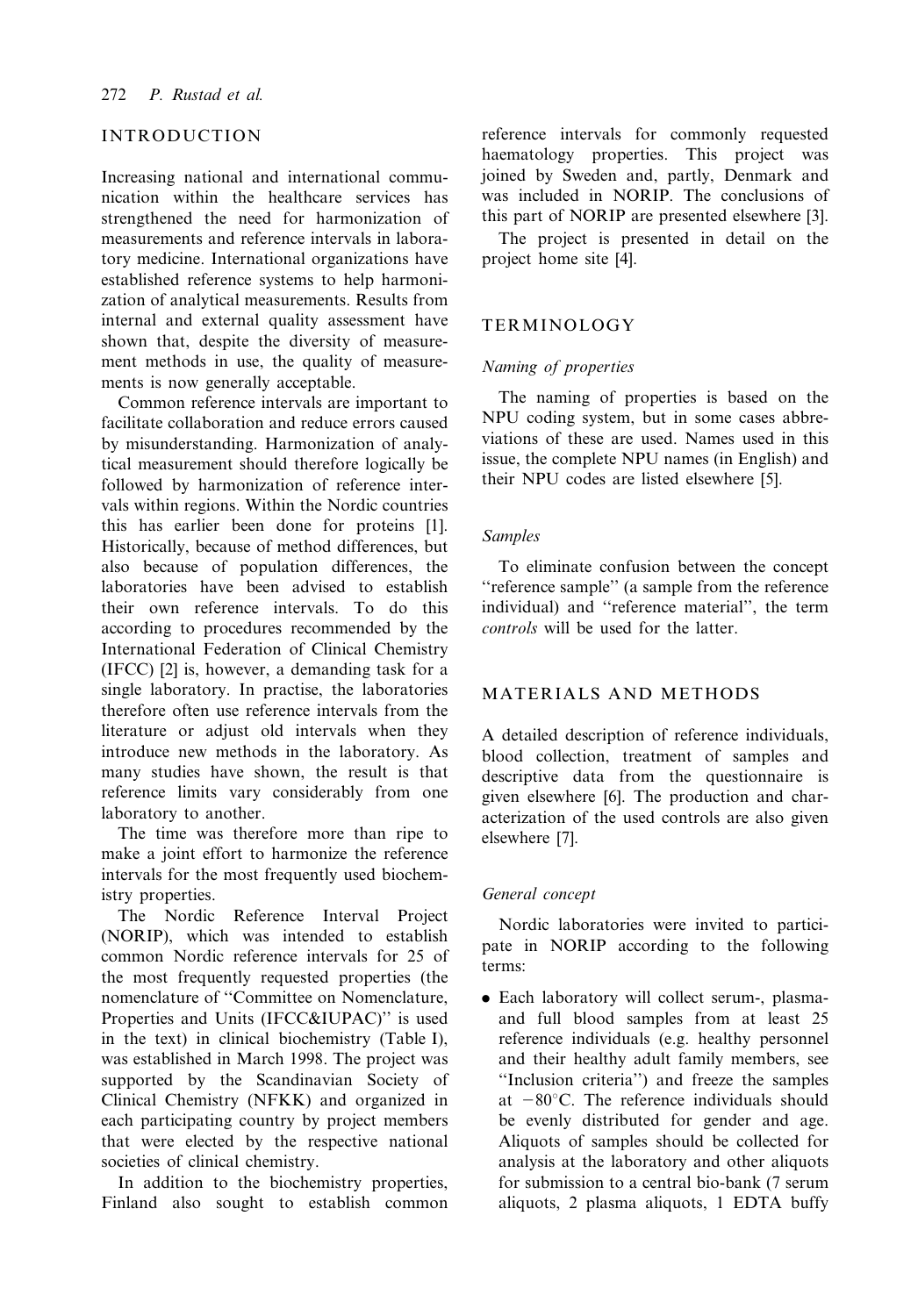## INTRODUCTION

Increasing national and international communication within the healthcare services has strengthened the need for harmonization of measurements and reference intervals in laboratory medicine. International organizations have established reference systems to help harmonization of analytical measurements. Results from internal and external quality assessment have shown that, despite the diversity of measurement methods in use, the quality of measurements is now generally acceptable.

Common reference intervals are important to facilitate collaboration and reduce errors caused by misunderstanding. Harmonization of analytical measurement should therefore logically be followed by harmonization of reference intervals within regions. Within the Nordic countries this has earlier been done for proteins [1]. Historically, because of method differences, but also because of population differences, the laboratories have been advised to establish their own reference intervals. To do this according to procedures recommended by the International Federation of Clinical Chemistry (IFCC) [2] is, however, a demanding task for a single laboratory. In practise, the laboratories therefore often use reference intervals from the literature or adjust old intervals when they introduce new methods in the laboratory. As many studies have shown, the result is that reference limits vary considerably from one laboratory to another.

The time was therefore more than ripe to make a joint effort to harmonize the reference intervals for the most frequently used biochemistry properties.

The Nordic Reference Interval Project (NORIP), which was intended to establish common Nordic reference intervals for 25 of the most frequently requested properties (the nomenclature of ''Committee on Nomenclature, Properties and Units (IFCC&IUPAC)'' is used in the text) in clinical biochemistry (Table I), was established in March 1998. The project was supported by the Scandinavian Society of Clinical Chemistry (NFKK) and organized in each participating country by project members that were elected by the respective national societies of clinical chemistry.

In addition to the biochemistry properties, Finland also sought to establish common reference intervals for commonly requested haematology properties. This project was joined by Sweden and, partly, Denmark and was included in NORIP. The conclusions of this part of NORIP are presented elsewhere [3].

The project is presented in detail on the project home site [4].

## TERMINOLOGY

### *Naming of properties*

The naming of properties is based on the NPU coding system, but in some cases abbreviations of these are used. Names used in this issue, the complete NPU names (in English) and their NPU codes are listed elsewhere [5].

### *Samples*

To eliminate confusion between the concept ''reference sample'' (a sample from the reference individual) and ''reference material'', the term *controls* will be used for the latter.

## MATERIALS AND METHODS

A detailed description of reference individuals, blood collection, treatment of samples and descriptive data from the questionnaire is given elsewhere [6]. The production and characterization of the used controls are also given elsewhere [7].

### *General concept*

Nordic laboratories were invited to participate in NORIP according to the following terms:

- Each laboratory will collect serum-, plasma- and full blood samples from at least 25 reference individuals (e.g. healthy personnel and their healthy adult family members, see ''Inclusion criteria'') and freeze the samples at $-80^{\circ}$C. The reference individuals should be evenly distributed for gender and age. Aliquots of samples should be collected for analysis at the laboratory and other aliquots for submission to a central bio-bank (7 serum aliquots, 2 plasma aliquots, 1 EDTA buffy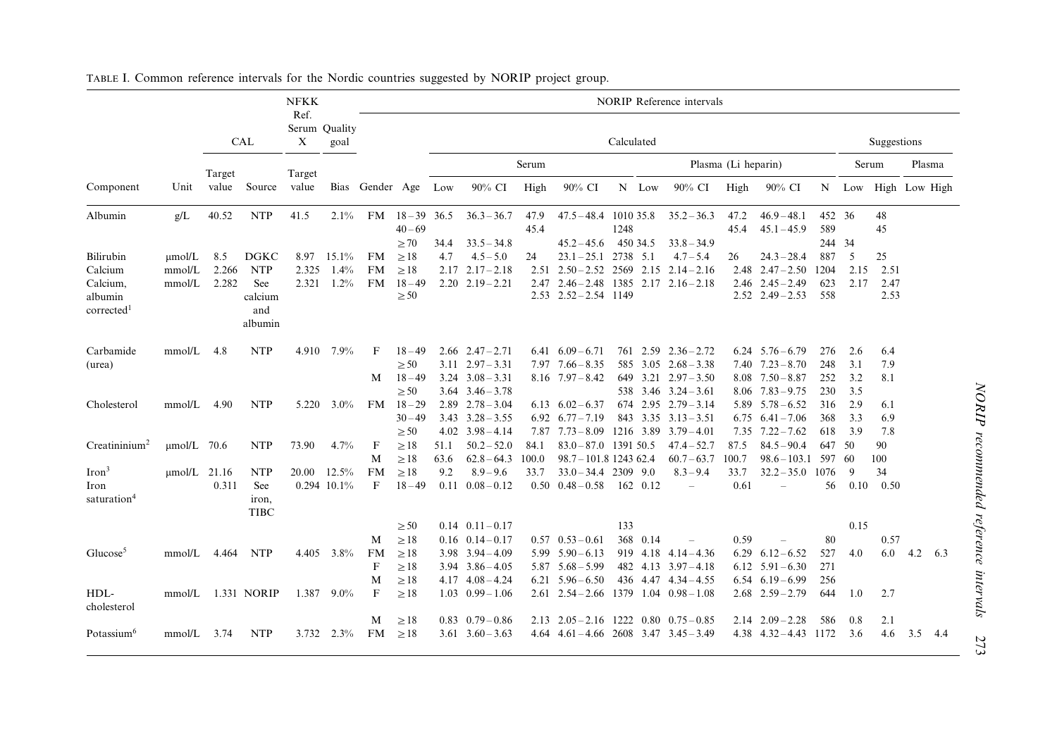TABLE I. Common reference intervals for the Nordic countries suggested by NORIP project group.

| | | CAL | | NFKK Ref. Serum X | Quality goal | NORIP Reference intervals | | | | | | | | | | | | | | | |
|---|---|---|---|---|---|---|---|---|---|---|---|---|---|---|---|---|---|---|---|---|---|
| | | | | | | | | Calculated | | | | | | | | | | Suggestions | | | |
| | | | | | | | | Serum | | | | | Plasma (Li heparin) | | | | | Serum | | Plasma | |
| Component | Unit | Target value | Source | Target value | Bias | Gender | Age | Low | 90% CI | High | 90% CI | N | Low | 90% CI | High | 90% CI | N | Low | High | Low | High |
| Albumin | g/L | 40.52 | NTP | 41.5 | 2.1% | FM | 18–39 | 36.5 | 36.3–36.7 | 47.9 | 47.5–48.4 | 1010 | 35.8 | 35.2–36.3 | 47.2 | 46.9–48.1 | 452 | 36 | 48 | | |
| | | | | | | | 40–69 | | | 45.4 | | 1248 | | | 45.4 | 45.1–45.9 | 589 | | 45 | | |
| | | | | | | | ≥70 | 34.4 | 33.5–34.8 | | 45.2–45.6 | 450 | 34.5 | 33.8–34.9 | | | 244 | 34 | | | |
| Bilirubin | µmol/L | 8.5 | DGKC | 8.97 | 15.1% | FM | ≥18 | 4.7 | 4.5–5.0 | 24 | 23.1–25.1 | 2738 | 5.1 | 4.7–5.4 | 26 | 24.3–28.4 | 887 | 5 | 25 | | |
| Calcium | mmol/L | 2.266 | NTP | 2.325 | 1.4% | FM | ≥18 | 2.17 | 2.17–2.18 | 2.51 | 2.50–2.52 | 2569 | 2.15 | 2.14–2.16 | 2.48 | 2.47–2.50 | 1204 | 2.15 | 2.51 | | |
| Calcium, albumin corrected[1] | mmol/L | 2.282 | See calcium and albumin | 2.321 | 1.2% | FM | 18–49 | 2.20 | 2.19–2.21 | 2.47 | 2.46–2.48 | 1385 | 2.17 | 2.16–2.18 | 2.46 | 2.45–2.49 | 623 | 2.17 | 2.47 | | |
| | | | | | | | ≥50 | | | 2.53 | 2.52–2.54 | 1149 | | | 2.52 | 2.49–2.53 | 558 | | 2.53 | | |
| Carbamide (urea) | mmol/L | 4.8 | NTP | 4.910 | 7.9% | F | 18–49 | 2.66 | 2.47–2.71 | 6.41 | 6.09–6.71 | 761 | 2.59 | 2.36–2.72 | 6.24 | 5.76–6.79 | 276 | 2.6 | 6.4 | | |
| | | | | | | | ≥50 | 3.11 | 2.97–3.31 | 7.97 | 7.66–8.35 | 585 | 3.05 | 2.68–3.38 | 7.40 | 7.23–8.70 | 248 | 3.1 | 7.9 | | |
| | | | | | | M | 18–49 | 3.24 | 3.08–3.31 | 8.16 | 7.97–8.42 | 649 | 3.21 | 2.97–3.50 | 8.08 | 7.50–8.87 | 252 | 3.2 | 8.1 | | |
| | | | | | | | ≥50 | 3.64 | 3.46–3.78 | | | 538 | 3.46 | 3.24–3.61 | 8.06 | 7.83–9.75 | 230 | 3.5 | | | |
| Cholesterol | mmol/L | 4.90 | NTP | 5.220 | 3.0% | FM | 18–29 | 2.89 | 2.78–3.04 | 6.13 | 6.02–6.37 | 674 | 2.95 | 2.79–3.14 | 5.89 | 5.78–6.52 | 316 | 2.9 | 6.1 | | |
| | | | | | | | 30–49 | 3.43 | 3.28–3.55 | 6.92 | 6.77–7.19 | 843 | 3.35 | 3.13–3.51 | 6.75 | 6.41–7.06 | 368 | 3.3 | 6.9 | | |
| | | | | | | | ≥50 | 4.02 | 3.98–4.14 | 7.87 | 7.73–8.09 | 1216 | 3.89 | 3.79–4.01 | 7.35 | 7.22–7.62 | 618 | 3.9 | 7.8 | | |
| Creatininium[2] | µmol/L | 70.6 | NTP | 73.90 | 4.7% | F | ≥18 | 51.1 | 50.2–52.0 | 84.1 | 83.0–87.0 | 1391 | 50.5 | 47.4–52.7 | 87.5 | 84.5–90.4 | 647 | 50 | 90 | | |
| | | | | | | M | ≥18 | 63.6 | 62.8–64.3 | 100.0 | 98.7–101.8 | 1243 | 62.4 | 60.7–63.7 | 100.7 | 98.6–103.1 | 597 | 60 | 100 | | |
| Iron[3] | µmol/L | 21.16 | NTP | 20.00 | 12.5% | FM | ≥18 | 9.2 | 8.9–9.6 | 33.7 | 33.0–34.4 | 2309 | 9.0 | 8.3–9.4 | 33.7 | 32.2–35.0 | 1076 | 9 | 34 | | |
| Iron saturation[4] | | 0.311 | See iron, TIBC | 0.294 | 10.1% | F | 18–49 | 0.11 | 0.08–0.12 | 0.50 | 0.48–0.58 | 162 | 0.12 | – | 0.61 | – | 56 | 0.10 | 0.50 | | |
| | | | | | | | ≥50 | 0.14 | 0.11–0.17 | | | 133 | | | | | | 0.15 | | | |
| | | | | | | M | ≥18 | 0.16 | 0.14–0.17 | 0.57 | 0.53–0.61 | 368 | 0.14 | – | 0.59 | – | 80 | | 0.57 | | |
| Glucose[5] | mmol/L | 4.464 | NTP | 4.405 | 3.8% | FM | ≥18 | 3.98 | 3.94–4.09 | 5.99 | 5.90–6.13 | 919 | 4.18 | 4.14–4.36 | 6.29 | 6.12–6.52 | 527 | 4.0 | 6.0 | 4.2 | 6.3 |
| | | | | | | F | ≥18 | 3.94 | 3.86–4.05 | 5.87 | 5.68–5.99 | 482 | 4.13 | 3.97–4.18 | 6.12 | 5.91–6.30 | 271 | | | | |
| | | | | | | M | ≥18 | 4.17 | 4.08–4.24 | 6.21 | 5.96–6.50 | 436 | 4.47 | 4.34–4.55 | 6.54 | 6.19–6.99 | 256 | | | | |
| HDL-cholesterol | mmol/L | 1.331 | NORIP | 1.387 | 9.0% | F | ≥18 | 1.03 | 0.99–1.06 | 2.61 | 2.54–2.66 | 1379 | 1.04 | 0.98–1.08 | 2.68 | 2.59–2.79 | 644 | 1.0 | 2.7 | | |
| | | | | | | M | ≥18 | 0.83 | 0.79–0.86 | 2.13 | 2.05–2.16 | 1222 | 0.80 | 0.75–0.85 | 2.14 | 2.09–2.28 | 586 | 0.8 | 2.1 | | |
| Potassium[6] | mmol/L | 3.74 | NTP | 3.732 | 2.3% | FM | ≥18 | 3.61 | 3.60–3.63 | 4.64 | 4.61–4.66 | 2608 | 3.47 | 3.45–3.49 | 4.38 | 4.32–4.43 | 1172 | 3.6 | 4.6 | 3.5 | 4.4 |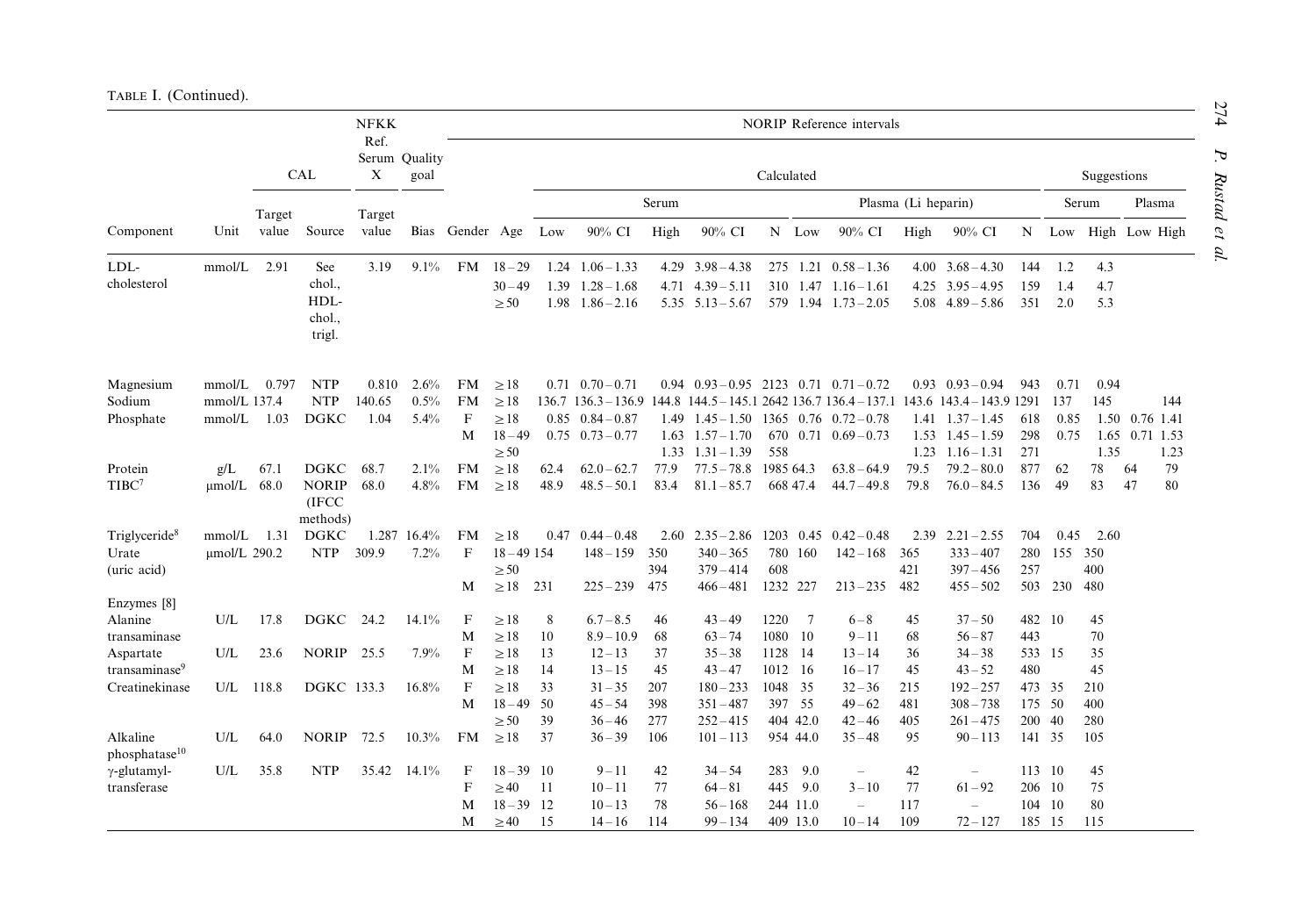TABLE I. (Continued).

| Component | Unit | CAL | | NFKK Ref. Serum X | Quality goal | NORIP Reference intervals | | | | | | | | | | | | | | | | | |
|---|---|---|---|---|---|---|---|---|---|---|---|---|---|---|---|---|---|---|---|---|---|---|---|
| | | | | | | | | Calculated | | | | | | | | | | | | Suggestions | | | |
| | | | | | | | | Serum | | | | | Plasma (Li heparin) | | | | | Serum | | Plasma | |
| | | Target value | Source | Target value | Bias | Gender | Age | Low | 90% CI | High | 90% CI | N | Low | 90% CI | High | 90% CI | N | Low | High | Low | High |
| LDL-cholesterol | mmol/L | 2.91 | See chol., HDL-chol., trigl. | 3.19 | 9.1% | FM | 18–29 | 1.24 | 1.06–1.33 | 4.29 | 3.98–4.38 | 275 | 1.21 | 0.58–1.36 | 4.00 | 3.68–4.30 | 144 | 1.2 | 4.3 | | |
| | | | | | | | 30–49 | 1.39 | 1.28–1.68 | 4.71 | 4.39–5.11 | 310 | 1.47 | 1.16–1.61 | 4.25 | 3.95–4.95 | 159 | 1.4 | 4.7 | | |
| | | | | | | | ≥50 | 1.98 | 1.86–2.16 | 5.35 | 5.13–5.67 | 579 | 1.94 | 1.73–2.05 | 5.08 | 4.89–5.86 | 351 | 2.0 | 5.3 | | |
| Magnesium | mmol/L | 0.797 | NTP | 0.810 | 2.6% | FM | ≥18 | 0.71 | 0.70–0.71 | 0.94 | 0.93–0.95 | 2123 | 0.71 | 0.71–0.72 | 0.93 | 0.93–0.94 | 943 | 0.71 | 0.94 | | |
| Sodium | mmol/L | 137.4 | NTP | 140.65 | 0.5% | FM | ≥18 | 136.7 | 136.3–136.9 | 144.8 | 144.5–145.1 | 2642 | 136.7 | 136.4–137.1 | 143.6 | 143.4–143.9 | 1291 | 137 | 145 | | 144 |
| Phosphate | mmol/L | 1.03 | DGKC | 1.04 | 5.4% | F | ≥18 | 0.85 | 0.84–0.87 | 1.49 | 1.45–1.50 | 1365 | 0.76 | 0.72–0.78 | 1.41 | 1.37–1.45 | 618 | 0.85 | 1.50 | 0.76 | 1.41 |
| | | | | | | M | 18–49 | 0.75 | 0.73–0.77 | 1.63 | 1.57–1.70 | 670 | 0.71 | 0.69–0.73 | 1.53 | 1.45–1.59 | 298 | 0.75 | 1.65 | 0.71 | 1.53 |
| | | | | | | | ≥50 | | | 1.33 | 1.31–1.39 | 558 | | | 1.23 | 1.16–1.31 | 271 | | 1.35 | | 1.23 |
| Protein | g/L | 67.1 | DGKC | 68.7 | 2.1% | FM | ≥18 | 62.4 | 62.0–62.7 | 77.9 | 77.5–78.8 | 1985 | 64.3 | 63.8–64.9 | 79.5 | 79.2–80.0 | 877 | 62 | 78 | 64 | 79 |
| TIBC[7] | μmol/L | 68.0 | NORIP (IFCC methods) | 68.0 | 4.8% | FM | ≥18 | 48.9 | 48.5–50.1 | 83.4 | 81.1–85.7 | 668 | 47.4 | 44.7–49.8 | 79.8 | 76.0–84.5 | 136 | 49 | 83 | 47 | 80 |
| Triglyceride[8] | mmol/L | 1.31 | DGKC | 1.287 | 16.4% | FM | ≥18 | 0.47 | 0.44–0.48 | 2.60 | 2.35–2.86 | 1203 | 0.45 | 0.42–0.48 | 2.39 | 2.21–2.55 | 704 | 0.45 | 2.60 | | |
| Urate (uric acid) | μmol/L | 290.2 | NTP | 309.9 | 7.2% | F | 18–49 | 154 | 148–159 | 350 | 340–365 | 780 | 160 | 142–168 | 365 | 333–407 | 280 | 155 | 350 | | |
| | | | | | | | ≥50 | | | 394 | 379–414 | 608 | | | 421 | 397–456 | 257 | | 400 | | |
| | | | | | | M | ≥18 | 231 | 225–239 | 475 | 466–481 | 1232 | 227 | 213–235 | 482 | 455–502 | 503 | 230 | 480 | | |
| Enzymes [8] | | | | | | | | | | | | | | | | | | | | | |
| Alanine transaminase | U/L | 17.8 | DGKC | 24.2 | 14.1% | F | ≥18 | 8 | 6.7–8.5 | 46 | 43–49 | 1220 | 7 | 6–8 | 45 | 37–50 | 482 | 10 | 45 | | |
| | | | | | | M | ≥18 | 10 | 8.9–10.9 | 68 | 63–74 | 1080 | 10 | 9–11 | 68 | 56–87 | 443 | | 70 | | |
| Aspartate transaminase[9] | U/L | 23.6 | NORIP | 25.5 | 7.9% | F | ≥18 | 13 | 12–13 | 37 | 35–38 | 1128 | 14 | 13–14 | 36 | 34–38 | 533 | 15 | 35 | | |
| | | | | | | M | ≥18 | 14 | 13–15 | 45 | 43–47 | 1012 | 16 | 16–17 | 45 | 43–52 | 480 | | 45 | | |
| Creatinekinase | U/L | 118.8 | DGKC | 133.3 | 16.8% | F | ≥18 | 33 | 31–35 | 207 | 180–233 | 1048 | 35 | 32–36 | 215 | 192–257 | 473 | 35 | 210 | | |
| | | | | | | M | 18–49 | 50 | 45–54 | 398 | 351–487 | 397 | 55 | 49–62 | 481 | 308–738 | 175 | 50 | 400 | | |
| | | | | | | | ≥50 | 39 | 36–46 | 277 | 252–415 | 404 | 42.0 | 42–46 | 405 | 261–475 | 200 | 40 | 280 | | |
| Alkaline phosphatase[10] | U/L | 64.0 | NORIP | 72.5 | 10.3% | FM | ≥18 | 37 | 36–39 | 106 | 101–113 | 954 | 44.0 | 35–48 | 95 | 90–113 | 141 | 35 | 105 | | |
| γ-glutamyl-transferase | U/L | 35.8 | NTP | 35.42 | 14.1% | F | 18–39 | 10 | 9–11 | 42 | 34–54 | 283 | 9.0 | – | 42 | – | 113 | 10 | 45 | | |
| | | | | | | F | ≥40 | 11 | 10–11 | 77 | 64–81 | 445 | 9.0 | 3–10 | 77 | 61–92 | 206 | 10 | 75 | | |
| | | | | | | M | 18–39 | 12 | 10–13 | 78 | 56–168 | 244 | 11.0 | – | 117 | – | 104 | 10 | 80 | | |
| | | | | | | M | ≥40 | 15 | 14–16 | 114 | 99–134 | 409 | 13.0 | 10–14 | 109 | 72–127 | 185 | 15 | 115 | | |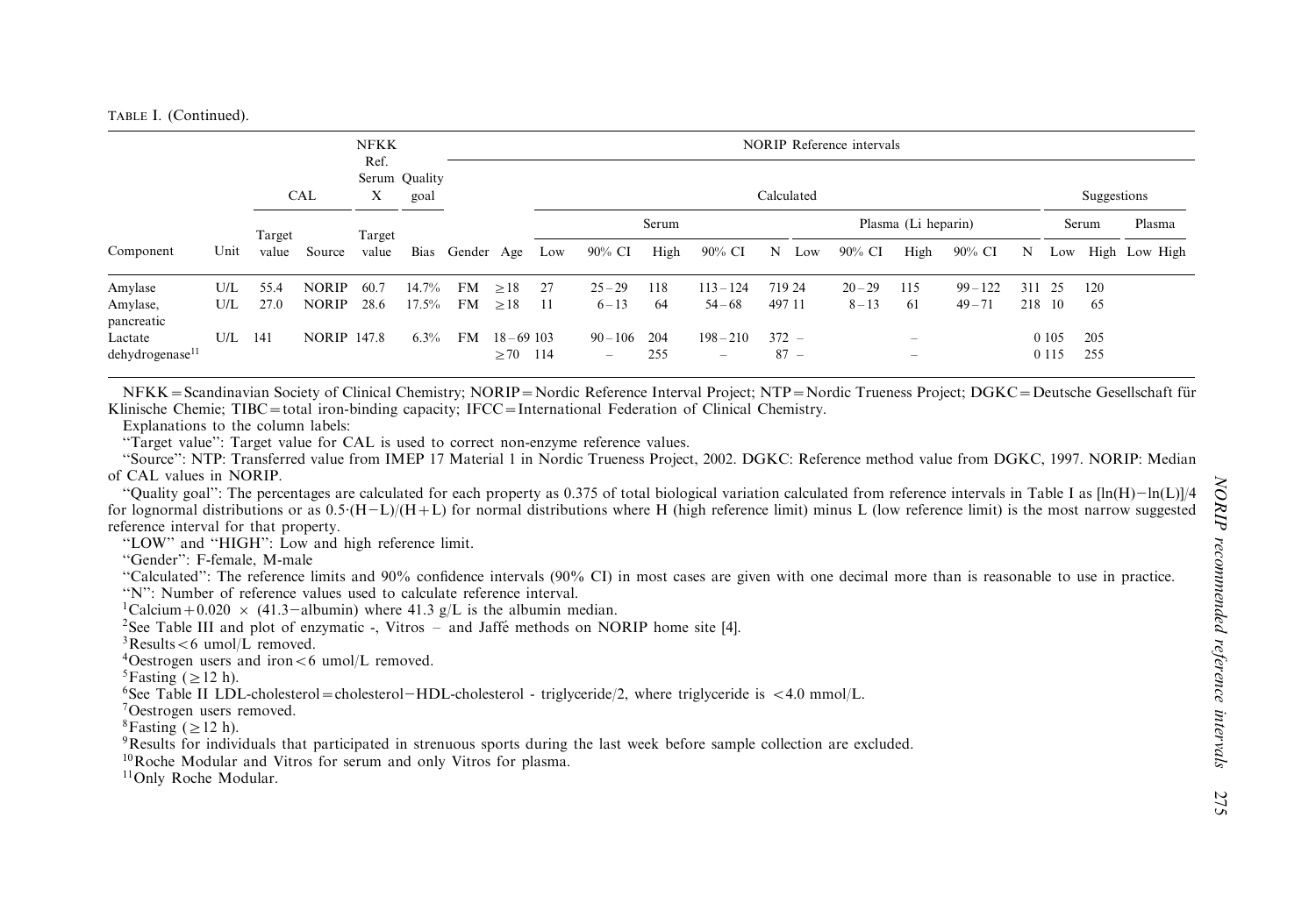TABLE I. (Continued).

| Component | Unit | CAL | | NFKK Ref. Serum X | Quality goal | NORIP Reference intervals | | | | | | | | | | | | | | | | | |
|---|---|---|---|---|---|---|---|---|---|---|---|---|---|---|---|---|---|---|---|---|---|---|---|
| | | | | | | | | Calculated | | | | | | | | | | | Suggestions | | | |
| | | | | | | | | Serum | | | | | Plasma (Li heparin) | | | | | | Serum | | Plasma | |
| | | Target value | Source | Target value | Bias | Gender | Age | Low | 90% CI | High | 90% CI | N | Low | 90% CI | High | 90% CI | N | Low | High | Low | High |
| Amylase | U/L | 55.4 | NORIP | 60.7 | 14.7% | FM | ≥18 | 27 | 25–29 | 118 | 113–124 | 719 | 24 | 20–29 | 115 | 99–122 | 311 | 25 | 120 | | |
| Amylase, pancreatic | U/L | 27.0 | NORIP | 28.6 | 17.5% | FM | ≥18 | 11 | 6–13 | 64 | 54–68 | 497 | 11 | 8–13 | 61 | 49–71 | 218 | 10 | 65 | | |
| Lactate dehydrogenase[11] | U/L | 141 | NORIP | 147.8 | 6.3% | FM | 18–69 | 103 | 90–106 | 204 | 198–210 | 372 | – | | – | | 0 | 105 | 205 | | |
| | | | | | | | ≥70 | 114 | – | 255 | – | 87 | – | | – | | 0 | 115 | 255 | | |

NFKK = Scandinavian Society of Clinical Chemistry; NORIP = Nordic Reference Interval Project; NTP = Nordic Trueness Project; DGKC = Deutsche Gesellschaft für Klinische Chemie; TIBC = total iron-binding capacity; IFCC = International Federation of Clinical Chemistry.

Explanations to the column labels:

"Target value": Target value for CAL is used to correct non-enzyme reference values.

"Source": NTP: Transferred value from IMEP 17 Material 1 in Nordic Trueness Project, 2002. DGKC: Reference method value from DGKC, 1997. NORIP: Median of CAL values in NORIP.

"Quality goal": The percentages are calculated for each property as 0.375 of total biological variation calculated from reference intervals in Table I as $[\ln(H)-\ln(L)]/4$ for lognormal distributions or as $0.5\cdot(H-L)/(H+L)$ for normal distributions where H (high reference limit) minus L (low reference limit) is the most narrow suggested reference interval for that property.

"LOW" and "HIGH": Low and high reference limit.

"Gender": F-female, M-male

"Calculated": The reference limits and 90% confidence intervals (90% CI) in most cases are given with one decimal more than is reasonable to use in practice.

"N": Number of reference values used to calculate reference interval.

[1]Calcium $+ 0.020 \times (41.3-\text{albumin})$ where 41.3 g/L is the albumin median.

[2]See Table III and plot of enzymatic -, Vitros – and Jaffé methods on NORIP home site [4].

[3]Results < 6 umol/L removed.

[4]Oestrogen users and iron < 6 umol/L removed.

[5]Fasting (≥12 h).

[6]See Table II LDL-cholesterol = cholesterol − HDL-cholesterol - triglyceride/2, where triglyceride is < 4.0 mmol/L.

[7]Oestrogen users removed.

[8]Fasting (≥12 h).

[9]Results for individuals that participated in strenuous sports during the last week before sample collection are excluded.

[10]Roche Modular and Vitros for serum and only Vitros for plasma.

[11]Only Roche Modular.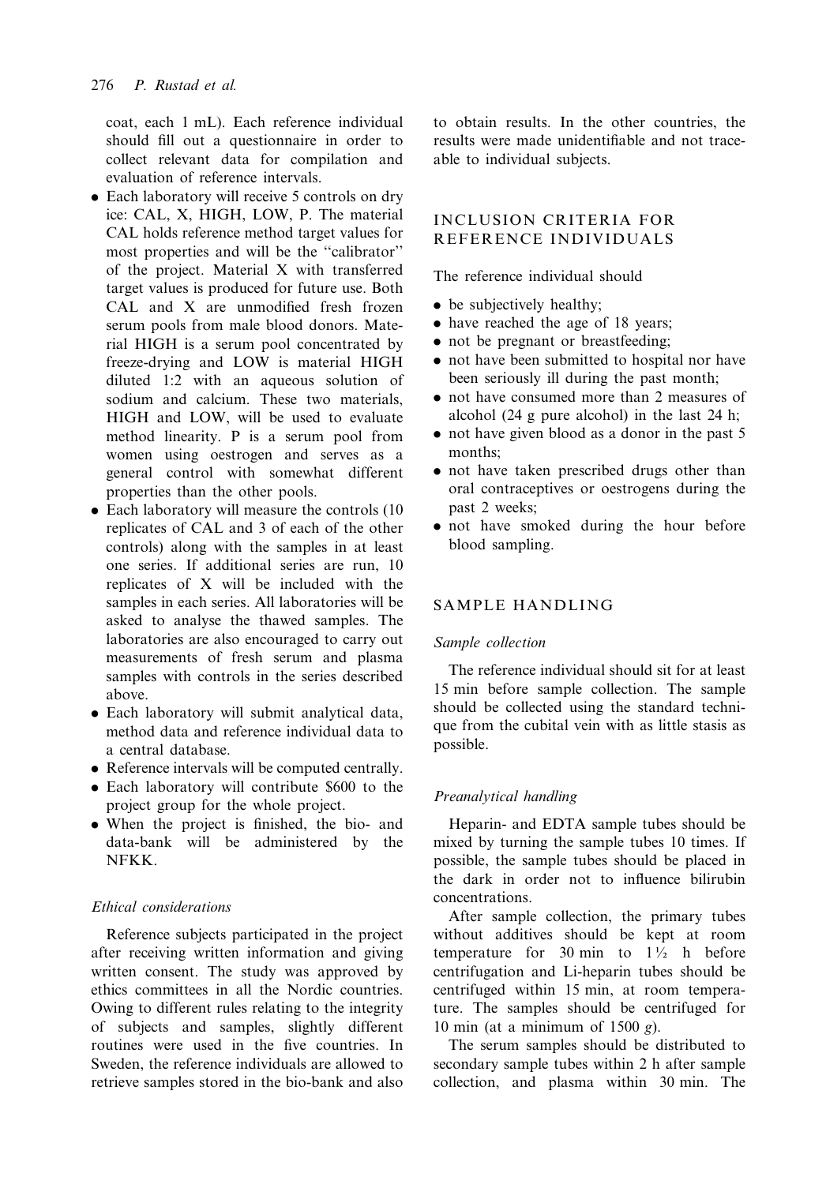coat, each 1 mL). Each reference individual should fill out a questionnaire in order to collect relevant data for compilation and evaluation of reference intervals.

- Each laboratory will receive 5 controls on dry ice: CAL, X, HIGH, LOW, P. The material CAL holds reference method target values for most properties and will be the "calibrator" of the project. Material X with transferred target values is produced for future use. Both CAL and X are unmodified fresh frozen serum pools from male blood donors. Material HIGH is a serum pool concentrated by freeze-drying and LOW is material HIGH diluted 1:2 with an aqueous solution of sodium and calcium. These two materials, HIGH and LOW, will be used to evaluate method linearity. P is a serum pool from women using oestrogen and serves as a general control with somewhat different properties than the other pools.
- Each laboratory will measure the controls (10 replicates of CAL and 3 of each of the other controls) along with the samples in at least one series. If additional series are run, 10 replicates of X will be included with the samples in each series. All laboratories will be asked to analyse the thawed samples. The laboratories are also encouraged to carry out measurements of fresh serum and plasma samples with controls in the series described above.
- Each laboratory will submit analytical data, method data and reference individual data to a central database.
- Reference intervals will be computed centrally.
- Each laboratory will contribute $600 to the project group for the whole project.
- When the project is finished, the bio- and data-bank will be administered by the NFKK.

### *Ethical considerations*

Reference subjects participated in the project after receiving written information and giving written consent. The study was approved by ethics committees in all the Nordic countries. Owing to different rules relating to the integrity of subjects and samples, slightly different routines were used in the five countries. In Sweden, the reference individuals are allowed to retrieve samples stored in the bio-bank and also to obtain results. In the other countries, the results were made unidentifiable and not traceable to individual subjects.

## INCLUSION CRITERIA FOR REFERENCE INDIVIDUALS

The reference individual should

- be subjectively healthy;
- have reached the age of 18 years;
- not be pregnant or breastfeeding;
- not have been submitted to hospital nor have been seriously ill during the past month;
- not have consumed more than 2 measures of alcohol (24 g pure alcohol) in the last 24 h;
- not have given blood as a donor in the past 5 months;
- not have taken prescribed drugs other than oral contraceptives or oestrogens during the past 2 weeks;
- not have smoked during the hour before blood sampling.

## SAMPLE HANDLING

### *Sample collection*

The reference individual should sit for at least 15 min before sample collection. The sample should be collected using the standard technique from the cubital vein with as little stasis as possible.

### *Preanalytical handling*

Heparin- and EDTA sample tubes should be mixed by turning the sample tubes 10 times. If possible, the sample tubes should be placed in the dark in order not to influence bilirubin concentrations.

After sample collection, the primary tubes without additives should be kept at room temperature for 30 min to 1½ h before centrifugation and Li-heparin tubes should be centrifuged within 15 min, at room temperature. The samples should be centrifuged for 10 min (at a minimum of 1500 *g*).

The serum samples should be distributed to secondary sample tubes within 2 h after sample collection, and plasma within 30 min. The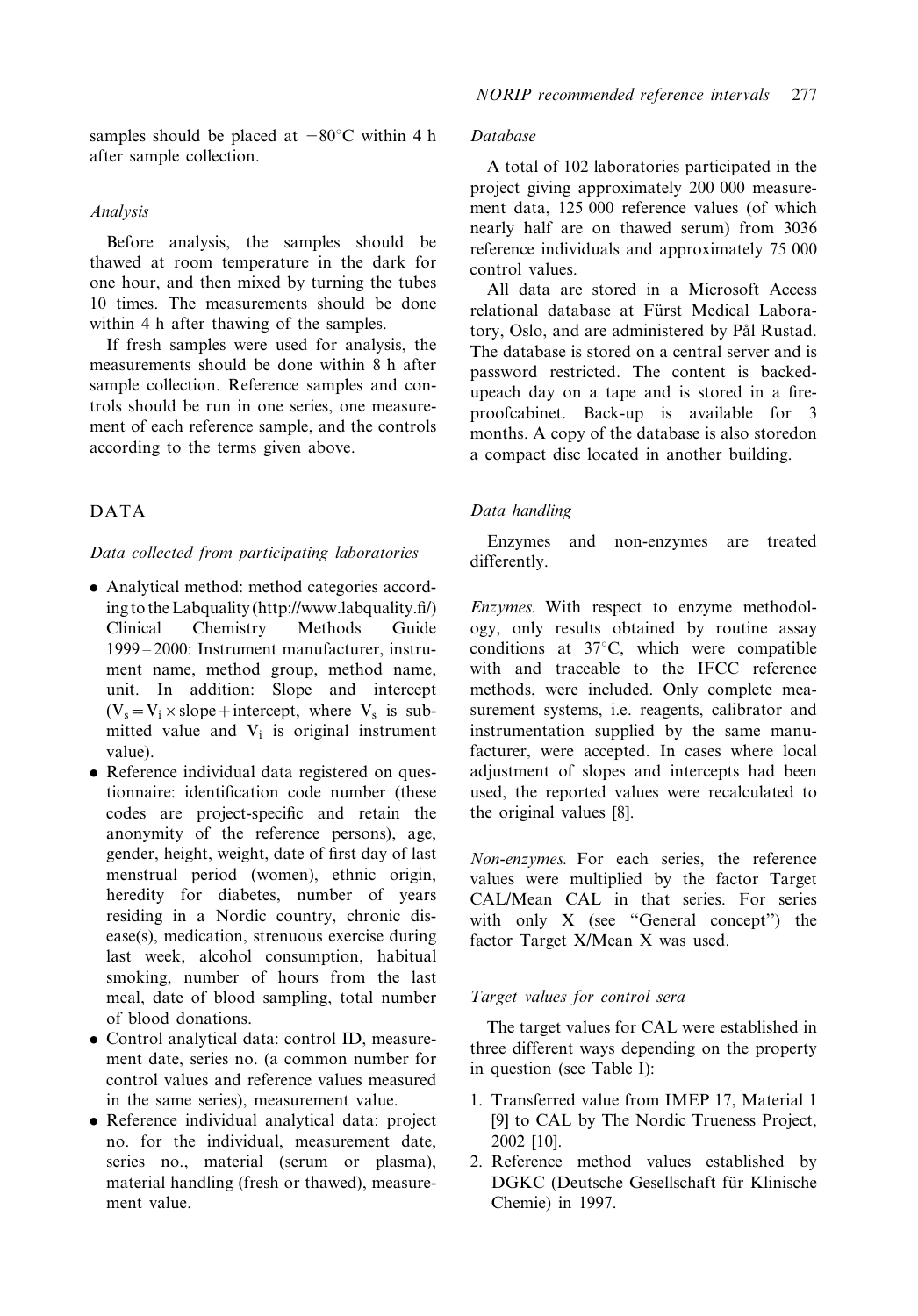samples should be placed at −80°C within 4 h after sample collection.

### Analysis

Before analysis, the samples should be thawed at room temperature in the dark for one hour, and then mixed by turning the tubes 10 times. The measurements should be done within 4 h after thawing of the samples.

If fresh samples were used for analysis, the measurements should be done within 8 h after sample collection. Reference samples and controls should be run in one series, one measurement of each reference sample, and the controls according to the terms given above.

## DATA

### Data collected from participating laboratories

- Analytical method: method categories according to the Labquality (http://www.labquality.fi/) Clinical Chemistry Methods Guide 1999 – 2000: Instrument manufacturer, instrument name, method group, method name, unit. In addition: Slope and intercept ($V_s = V_i \times \text{slope} + \text{intercept}$, where $V_s$ is submitted value and $V_i$ is original instrument value).
- Reference individual data registered on questionnaire: identification code number (these codes are project-specific and retain the anonymity of the reference persons), age, gender, height, weight, date of first day of last menstrual period (women), ethnic origin, heredity for diabetes, number of years residing in a Nordic country, chronic disease(s), medication, strenuous exercise during last week, alcohol consumption, habitual smoking, number of hours from the last meal, date of blood sampling, total number of blood donations.
- Control analytical data: control ID, measurement date, series no. (a common number for control values and reference values measured in the same series), measurement value.
- Reference individual analytical data: project no. for the individual, measurement date, series no., material (serum or plasma), material handling (fresh or thawed), measurement value.

### Database

A total of 102 laboratories participated in the project giving approximately 200 000 measurement data, 125 000 reference values (of which nearly half are on thawed serum) from 3036 reference individuals and approximately 75 000 control values.

All data are stored in a Microsoft Access relational database at Fürst Medical Laboratory, Oslo, and are administered by Pål Rustad. The database is stored on a central server and is password restricted. The content is backed-upeach day on a tape and is stored in a fire-proofcabinet. Back-up is available for 3 months. A copy of the database is also storedon a compact disc located in another building.

### Data handling

Enzymes and non-enzymes are treated differently.

*Enzymes.* With respect to enzyme methodology, only results obtained by routine assay conditions at 37°C, which were compatible with and traceable to the IFCC reference methods, were included. Only complete measurement systems, i.e. reagents, calibrator and instrumentation supplied by the same manufacturer, were accepted. In cases where local adjustment of slopes and intercepts had been used, the reported values were recalculated to the original values [8].

*Non-enzymes.* For each series, the reference values were multiplied by the factor Target CAL/Mean CAL in that series. For series with only X (see "General concept") the factor Target X/Mean X was used.

### Target values for control sera

The target values for CAL were established in three different ways depending on the property in question (see Table I):

1. Transferred value from IMEP 17, Material 1 [9] to CAL by The Nordic Trueness Project, 2002 [10].
2. Reference method values established by DGKC (Deutsche Gesellschaft für Klinische Chemie) in 1997.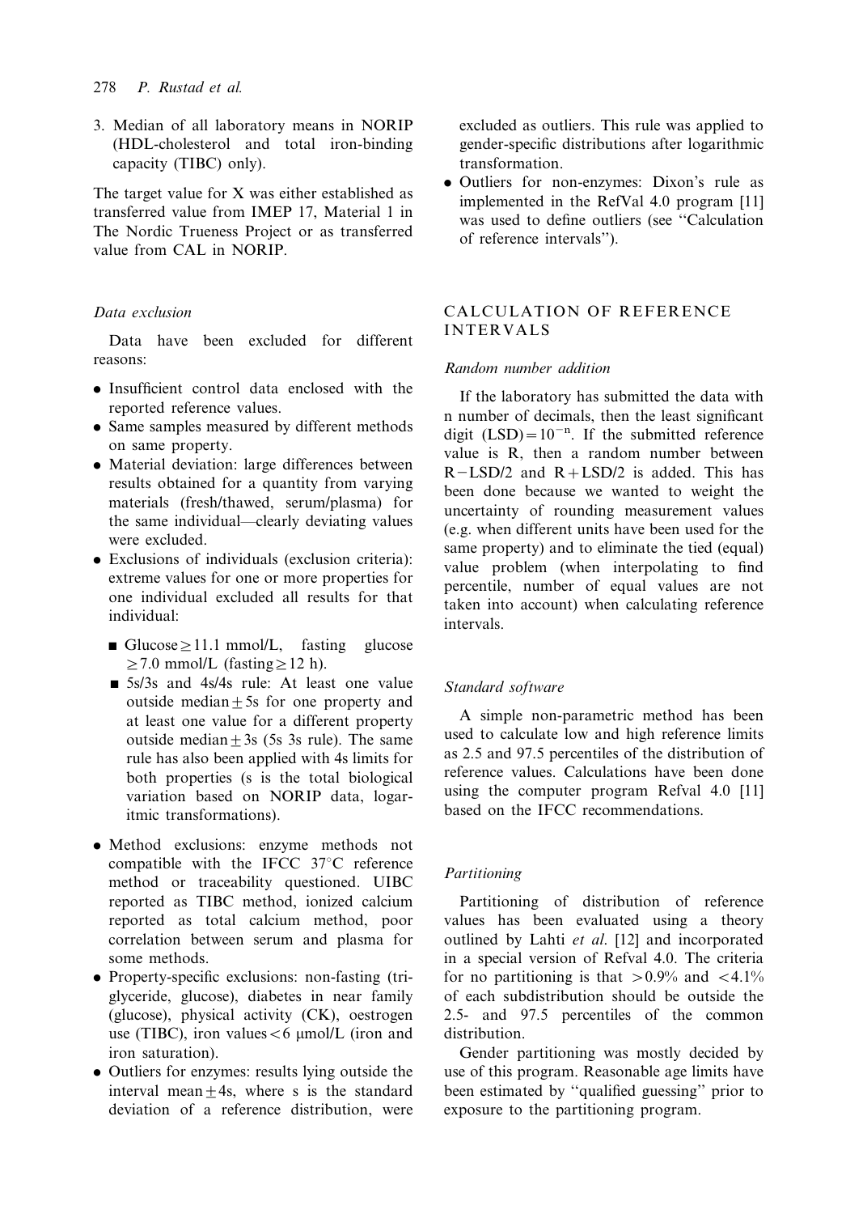3. Median of all laboratory means in NORIP (HDL-cholesterol and total iron-binding capacity (TIBC) only).

The target value for X was either established as transferred value from IMEP 17, Material 1 in The Nordic Trueness Project or as transferred value from CAL in NORIP.

### *Data exclusion*

Data have been excluded for different reasons:

- Insufficient control data enclosed with the reported reference values.
- Same samples measured by different methods on same property.
- Material deviation: large differences between results obtained for a quantity from varying materials (fresh/thawed, serum/plasma) for the same individual—clearly deviating values were excluded.
- Exclusions of individuals (exclusion criteria): extreme values for one or more properties for one individual excluded all results for that individual:
  - Glucose $\geq$11.1 mmol/L, fasting glucose $\geq$7.0 mmol/L (fasting $\geq$12 h).
  - 5s/3s and 4s/4s rule: At least one value outside median $\pm$ 5s for one property and at least one value for a different property outside median $\pm$ 3s (5s 3s rule). The same rule has also been applied with 4s limits for both properties (s is the total biological variation based on NORIP data, logaritmic transformations).
- Method exclusions: enzyme methods not compatible with the IFCC 37°C reference method or traceability questioned. UIBC reported as TIBC method, ionized calcium reported as total calcium method, poor correlation between serum and plasma for some methods.
- Property-specific exclusions: non-fasting (triglyceride, glucose), diabetes in near family (glucose), physical activity (CK), oestrogen use (TIBC), iron values < 6 μmol/L (iron and iron saturation).
- Outliers for enzymes: results lying outside the interval mean $\pm$ 4s, where s is the standard deviation of a reference distribution, were excluded as outliers. This rule was applied to gender-specific distributions after logarithmic transformation.
- Outliers for non-enzymes: Dixon's rule as implemented in the RefVal 4.0 program [11] was used to define outliers (see "Calculation of reference intervals").

## CALCULATION OF REFERENCE INTERVALS

### *Random number addition*

If the laboratory has submitted the data with n number of decimals, then the least significant digit (LSD) $= 10^{-n}$. If the submitted reference value is R, then a random number between R−LSD/2 and R+LSD/2 is added. This has been done because we wanted to weight the uncertainty of rounding measurement values (e.g. when different units have been used for the same property) and to eliminate the tied (equal) value problem (when interpolating to find percentile, number of equal values are not taken into account) when calculating reference intervals.

### *Standard software*

A simple non-parametric method has been used to calculate low and high reference limits as 2.5 and 97.5 percentiles of the distribution of reference values. Calculations have been done using the computer program Refval 4.0 [11] based on the IFCC recommendations.

### *Partitioning*

Partitioning of distribution of reference values has been evaluated using a theory outlined by Lahti *et al.* [12] and incorporated in a special version of Refval 4.0. The criteria for no partitioning is that >0.9% and <4.1% of each subdistribution should be outside the 2.5- and 97.5 percentiles of the common distribution.

Gender partitioning was mostly decided by use of this program. Reasonable age limits have been estimated by "qualified guessing" prior to exposure to the partitioning program.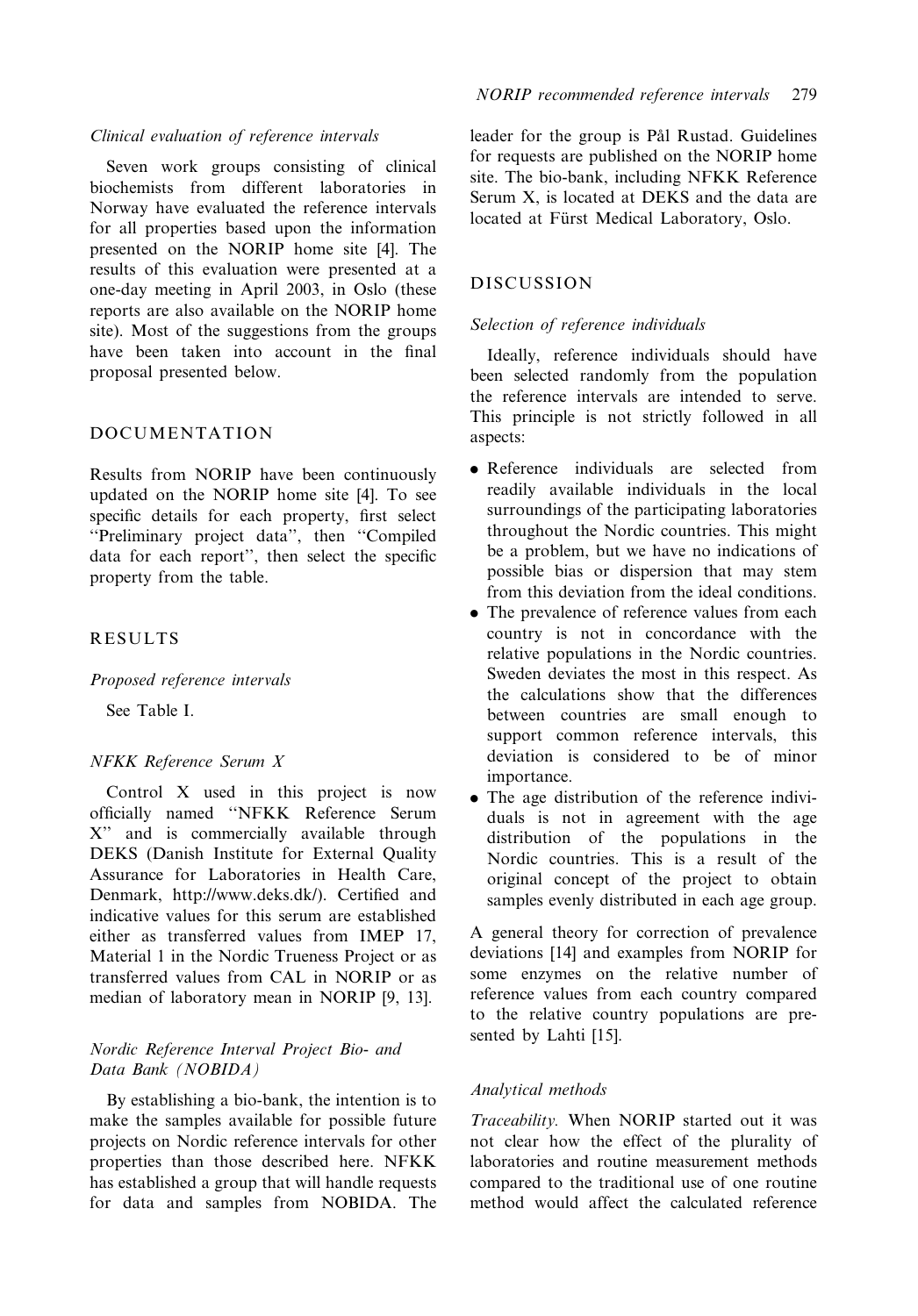### *Clinical evaluation of reference intervals*

Seven work groups consisting of clinical biochemists from different laboratories in Norway have evaluated the reference intervals for all properties based upon the information presented on the NORIP home site [4]. The results of this evaluation were presented at a one-day meeting in April 2003, in Oslo (these reports are also available on the NORIP home site). Most of the suggestions from the groups have been taken into account in the final proposal presented below.

## DOCUMENTATION

Results from NORIP have been continuously updated on the NORIP home site [4]. To see specific details for each property, first select ''Preliminary project data'', then ''Compiled data for each report'', then select the specific property from the table.

## RESULTS

### *Proposed reference intervals*

See Table I.

### *NFKK Reference Serum X*

Control X used in this project is now officially named ''NFKK Reference Serum X'' and is commercially available through DEKS (Danish Institute for External Quality Assurance for Laboratories in Health Care, Denmark, http://www.deks.dk/). Certified and indicative values for this serum are established either as transferred values from IMEP 17, Material 1 in the Nordic Trueness Project or as transferred values from CAL in NORIP or as median of laboratory mean in NORIP [9, 13].

### *Nordic Reference Interval Project Bio- and Data Bank (NOBIDA)*

By establishing a bio-bank, the intention is to make the samples available for possible future projects on Nordic reference intervals for other properties than those described here. NFKK has established a group that will handle requests for data and samples from NOBIDA. The leader for the group is Pål Rustad. Guidelines for requests are published on the NORIP home site. The bio-bank, including NFKK Reference Serum X, is located at DEKS and the data are located at Fürst Medical Laboratory, Oslo.

## DISCUSSION

### *Selection of reference individuals*

Ideally, reference individuals should have been selected randomly from the population the reference intervals are intended to serve. This principle is not strictly followed in all aspects:

- Reference individuals are selected from readily available individuals in the local surroundings of the participating laboratories throughout the Nordic countries. This might be a problem, but we have no indications of possible bias or dispersion that may stem from this deviation from the ideal conditions.
- The prevalence of reference values from each country is not in concordance with the relative populations in the Nordic countries. Sweden deviates the most in this respect. As the calculations show that the differences between countries are small enough to support common reference intervals, this deviation is considered to be of minor importance.
- The age distribution of the reference individuals is not in agreement with the age distribution of the populations in the Nordic countries. This is a result of the original concept of the project to obtain samples evenly distributed in each age group.

A general theory for correction of prevalence deviations [14] and examples from NORIP for some enzymes on the relative number of reference values from each country compared to the relative country populations are presented by Lahti [15].

### *Analytical methods*

*Traceability.* When NORIP started out it was not clear how the effect of the plurality of laboratories and routine measurement methods compared to the traditional use of one routine method would affect the calculated reference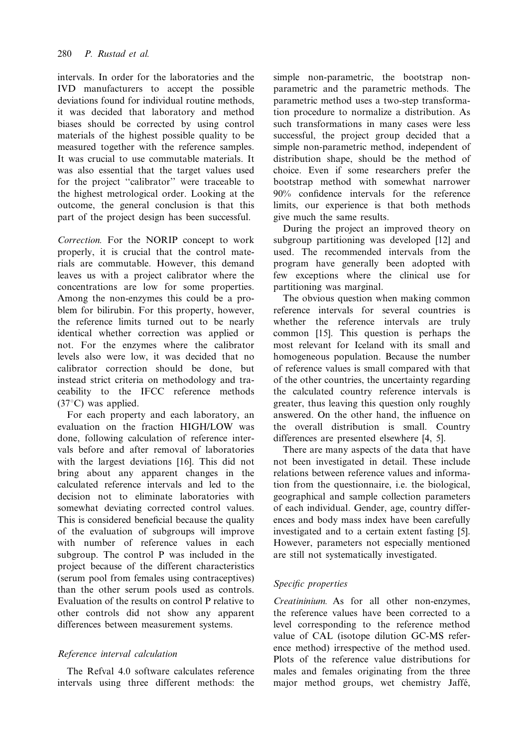intervals. In order for the laboratories and the IVD manufacturers to accept the possible deviations found for individual routine methods, it was decided that laboratory and method biases should be corrected by using control materials of the highest possible quality to be measured together with the reference samples. It was crucial to use commutable materials. It was also essential that the target values used for the project "calibrator" were traceable to the highest metrological order. Looking at the outcome, the general conclusion is that this part of the project design has been successful.

*Correction.* For the NORIP concept to work properly, it is crucial that the control materials are commutable. However, this demand leaves us with a project calibrator where the concentrations are low for some properties. Among the non-enzymes this could be a problem for bilirubin. For this property, however, the reference limits turned out to be nearly identical whether correction was applied or not. For the enzymes where the calibrator levels also were low, it was decided that no calibrator correction should be done, but instead strict criteria on methodology and traceability to the IFCC reference methods (37°C) was applied.

For each property and each laboratory, an evaluation on the fraction HIGH/LOW was done, following calculation of reference intervals before and after removal of laboratories with the largest deviations [16]. This did not bring about any apparent changes in the calculated reference intervals and led to the decision not to eliminate laboratories with somewhat deviating corrected control values. This is considered beneficial because the quality of the evaluation of subgroups will improve with number of reference values in each subgroup. The control P was included in the project because of the different characteristics (serum pool from females using contraceptives) than the other serum pools used as controls. Evaluation of the results on control P relative to other controls did not show any apparent differences between measurement systems.

### Reference interval calculation

The Refval 4.0 software calculates reference intervals using three different methods: the simple non-parametric, the bootstrap non-parametric and the parametric methods. The parametric method uses a two-step transformation procedure to normalize a distribution. As such transformations in many cases were less successful, the project group decided that a simple non-parametric method, independent of distribution shape, should be the method of choice. Even if some researchers prefer the bootstrap method with somewhat narrower 90% confidence intervals for the reference limits, our experience is that both methods give much the same results.

During the project an improved theory on subgroup partitioning was developed [12] and used. The recommended intervals from the program have generally been adopted with few exceptions where the clinical use for partitioning was marginal.

The obvious question when making common reference intervals for several countries is whether the reference intervals are truly common [15]. This question is perhaps the most relevant for Iceland with its small and homogeneous population. Because the number of reference values is small compared with that of the other countries, the uncertainty regarding the calculated country reference intervals is greater, thus leaving this question only roughly answered. On the other hand, the influence on the overall distribution is small. Country differences are presented elsewhere [4, 5].

There are many aspects of the data that have not been investigated in detail. These include relations between reference values and information from the questionnaire, i.e. the biological, geographical and sample collection parameters of each individual. Gender, age, country differences and body mass index have been carefully investigated and to a certain extent fasting [5]. However, parameters not especially mentioned are still not systematically investigated.

### Specific properties

*Creatininium.* As for all other non-enzymes, the reference values have been corrected to a level corresponding to the reference method value of CAL (isotope dilution GC-MS reference method) irrespective of the method used. Plots of the reference value distributions for males and females originating from the three major method groups, wet chemistry Jaffé,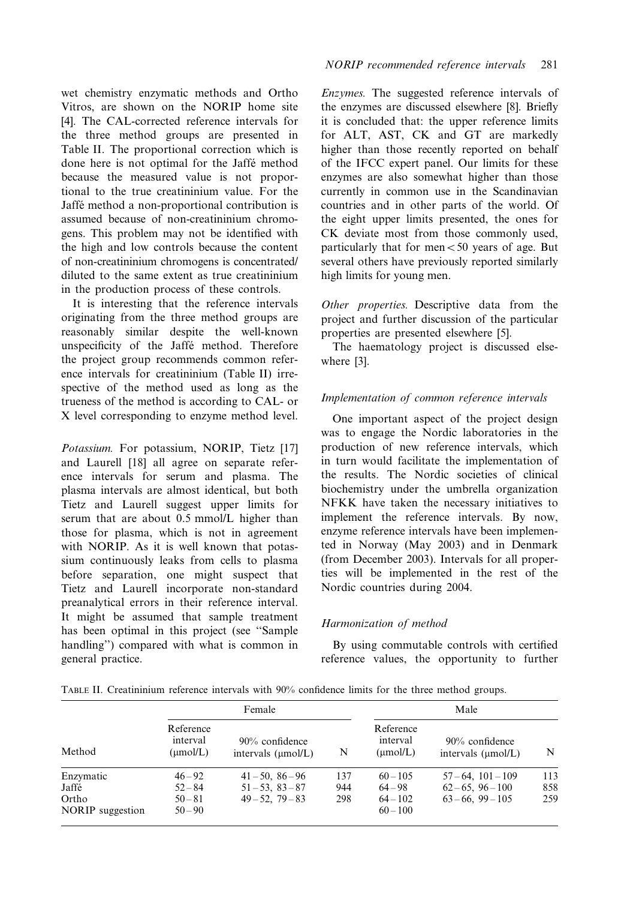wet chemistry enzymatic methods and Ortho Vitros, are shown on the NORIP home site [4]. The CAL-corrected reference intervals for the three method groups are presented in Table II. The proportional correction which is done here is not optimal for the Jaffé method because the measured value is not proportional to the true creatininium value. For the Jaffé method a non-proportional contribution is assumed because of non-creatininium chromogens. This problem may not be identified with the high and low controls because the content of non-creatininium chromogens is concentrated/diluted to the same extent as true creatininium in the production process of these controls.

It is interesting that the reference intervals originating from the three method groups are reasonably similar despite the well-known unspecificity of the Jaffé method. Therefore the project group recommends common reference intervals for creatininium (Table II) irrespective of the method used as long as the trueness of the method is according to CAL- or X level corresponding to enzyme method level.

*Potassium.* For potassium, NORIP, Tietz [17] and Laurell [18] all agree on separate reference intervals for serum and plasma. The plasma intervals are almost identical, but both Tietz and Laurell suggest upper limits for serum that are about 0.5 mmol/L higher than those for plasma, which is not in agreement with NORIP. As it is well known that potassium continuously leaks from cells to plasma before separation, one might suspect that Tietz and Laurell incorporate non-standard preanalytical errors in their reference interval. It might be assumed that sample treatment has been optimal in this project (see "Sample handling") compared with what is common in general practice.

*Enzymes.* The suggested reference intervals of the enzymes are discussed elsewhere [8]. Briefly it is concluded that: the upper reference limits for ALT, AST, CK and GT are markedly higher than those recently reported on behalf of the IFCC expert panel. Our limits for these enzymes are also somewhat higher than those currently in common use in the Scandinavian countries and in other parts of the world. Of the eight upper limits presented, the ones for CK deviate most from those commonly used, particularly that for men < 50 years of age. But several others have previously reported similarly high limits for young men.

*Other properties.* Descriptive data from the project and further discussion of the particular properties are presented elsewhere [5].

The haematology project is discussed elsewhere [3].

### *Implementation of common reference intervals*

One important aspect of the project design was to engage the Nordic laboratories in the production of new reference intervals, which in turn would facilitate the implementation of the results. The Nordic societies of clinical biochemistry under the umbrella organization NFKK have taken the necessary initiatives to implement the reference intervals. By now, enzyme reference intervals have been implemented in Norway (May 2003) and in Denmark (from December 2003). Intervals for all properties will be implemented in the rest of the Nordic countries during 2004.

### *Harmonization of method*

By using commutable controls with certified reference values, the opportunity to further

TABLE II. Creatininium reference intervals with 90% confidence limits for the three method groups.

| | Female | | | Male | | |
|---|---|---|---|---|---|---|
| Method | Reference interval (μmol/L) | 90% confidence intervals (μmol/L) | N | Reference interval (μmol/L) | 90% confidence intervals (μmol/L) | N |
| Enzymatic | 46 – 92 | 41 – 50, 86 – 96 | 137 | 60 – 105 | 57 – 64, 101 – 109 | 113 |
| Jaffé | 52 – 84 | 51 – 53, 83 – 87 | 944 | 64 – 98 | 62 – 65, 96 – 100 | 858 |
| Ortho | 50 – 81 | 49 – 52, 79 – 83 | 298 | 64 – 102 | 63 – 66, 99 – 105 | 259 |
| NORIP suggestion | 50 – 90 | | | 60 – 100 | | |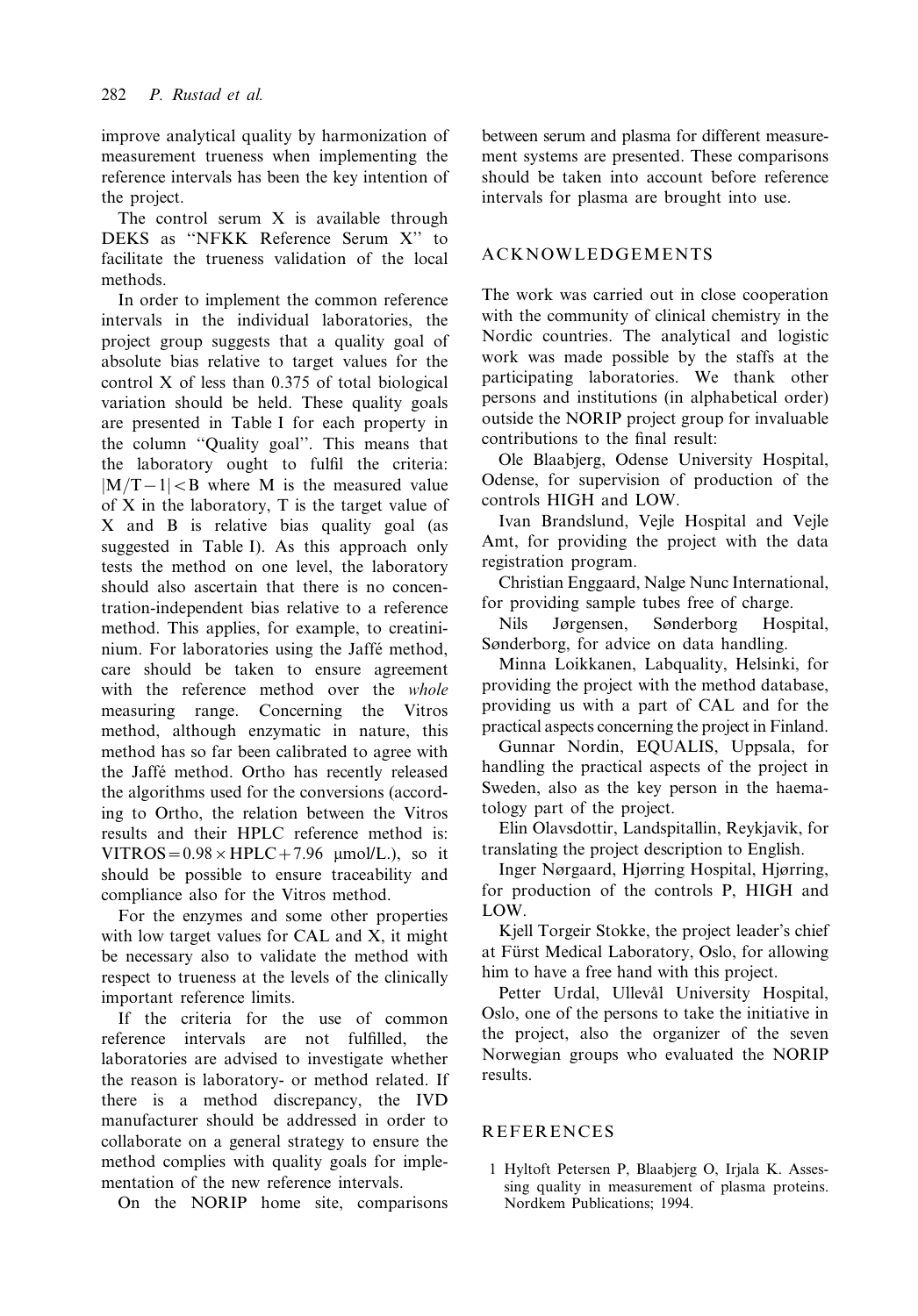improve analytical quality by harmonization of measurement trueness when implementing the reference intervals has been the key intention of the project.

The control serum X is available through DEKS as "NFKK Reference Serum X" to facilitate the trueness validation of the local methods.

In order to implement the common reference intervals in the individual laboratories, the project group suggests that a quality goal of absolute bias relative to target values for the control X of less than 0.375 of total biological variation should be held. These quality goals are presented in Table I for each property in the column "Quality goal". This means that the laboratory ought to fulfil the criteria: $|M/T-1|<B$ where M is the measured value of X in the laboratory, T is the target value of X and B is relative bias quality goal (as suggested in Table I). As this approach only tests the method on one level, the laboratory should also ascertain that there is no concentration-independent bias relative to a reference method. This applies, for example, to creatininium. For laboratories using the Jaffé method, care should be taken to ensure agreement with the reference method over the *whole* measuring range. Concerning the Vitros method, although enzymatic in nature, this method has so far been calibrated to agree with the Jaffé method. Ortho has recently released the algorithms used for the conversions (according to Ortho, the relation between the Vitros results and their HPLC reference method is: $\text{VITROS} = 0.98 \times \text{HPLC} + 7.96$ µmol/L.), so it should be possible to ensure traceability and compliance also for the Vitros method.

For the enzymes and some other properties with low target values for CAL and X, it might be necessary also to validate the method with respect to trueness at the levels of the clinically important reference limits.

If the criteria for the use of common reference intervals are not fulfilled, the laboratories are advised to investigate whether the reason is laboratory- or method related. If there is a method discrepancy, the IVD manufacturer should be addressed in order to collaborate on a general strategy to ensure the method complies with quality goals for implementation of the new reference intervals.

On the NORIP home site, comparisons between serum and plasma for different measurement systems are presented. These comparisons should be taken into account before reference intervals for plasma are brought into use.

## ACKNOWLEDGEMENTS

The work was carried out in close cooperation with the community of clinical chemistry in the Nordic countries. The analytical and logistic work was made possible by the staffs at the participating laboratories. We thank other persons and institutions (in alphabetical order) outside the NORIP project group for invaluable contributions to the final result:

Ole Blaabjerg, Odense University Hospital, Odense, for supervision of production of the controls HIGH and LOW.

Ivan Brandslund, Vejle Hospital and Vejle Amt, for providing the project with the data registration program.

Christian Enggaard, Nalge Nunc International, for providing sample tubes free of charge.

Nils Jørgensen, Sønderborg Hospital, Sønderborg, for advice on data handling.

Minna Loikkanen, Labquality, Helsinki, for providing the project with the method database, providing us with a part of CAL and for the practical aspects concerning the project in Finland.

Gunnar Nordin, EQUALIS, Uppsala, for handling the practical aspects of the project in Sweden, also as the key person in the haematology part of the project.

Elin Olavsdottir, Landspitallin, Reykjavik, for translating the project description to English.

Inger Nørgaard, Hjørring Hospital, Hjørring, for production of the controls P, HIGH and LOW.

Kjell Torgeir Stokke, the project leader's chief at Fürst Medical Laboratory, Oslo, for allowing him to have a free hand with this project.

Petter Urdal, Ullevål University Hospital, Oslo, one of the persons to take the initiative in the project, also the organizer of the seven Norwegian groups who evaluated the NORIP results.

## REFERENCES

1 Hyltoft Petersen P, Blaabjerg O, Irjala K. Assessing quality in measurement of plasma proteins. Nordkem Publications; 1994.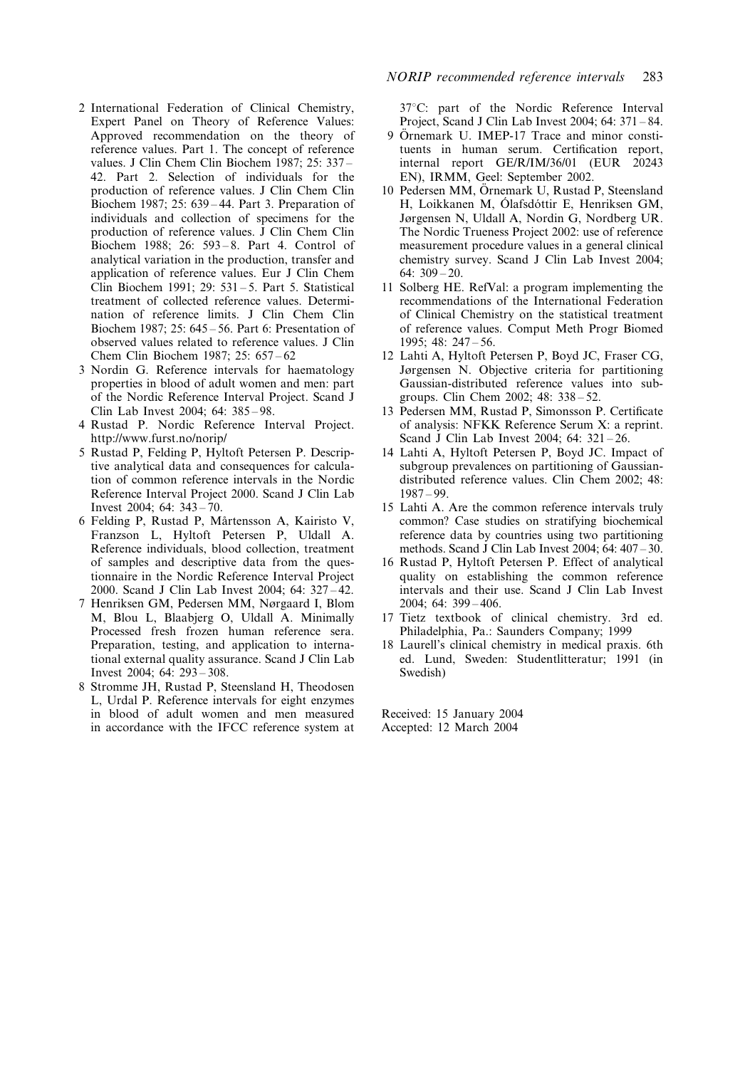2. International Federation of Clinical Chemistry, Expert Panel on Theory of Reference Values: Approved recommendation on the theory of reference values. Part 1. The concept of reference values. J Clin Chem Clin Biochem 1987; 25: 337–42. Part 2. Selection of individuals for the production of reference values. J Clin Chem Clin Biochem 1987; 25: 639–44. Part 3. Preparation of individuals and collection of specimens for the production of reference values. J Clin Chem Clin Biochem 1988; 26: 593–8. Part 4. Control of analytical variation in the production, transfer and application of reference values. Eur J Clin Chem Clin Biochem 1991; 29: 531–5. Part 5. Statistical treatment of collected reference values. Determination of reference limits. J Clin Chem Clin Biochem 1987; 25: 645–56. Part 6: Presentation of observed values related to reference values. J Clin Chem Clin Biochem 1987; 25: 657–62
3. Nordin G. Reference intervals for haematology properties in blood of adult women and men: part of the Nordic Reference Interval Project. Scand J Clin Lab Invest 2004; 64: 385–98.
4. Rustad P. Nordic Reference Interval Project. http://www.furst.no/norip/
5. Rustad P, Felding P, Hyltoft Petersen P. Descriptive analytical data and consequences for calculation of common reference intervals in the Nordic Reference Interval Project 2000. Scand J Clin Lab Invest 2004; 64: 343–70.
6. Felding P, Rustad P, Mårtensson A, Kairisto V, Franzson L, Hyltoft Petersen P, Uldall A. Reference individuals, blood collection, treatment of samples and descriptive data from the questionnaire in the Nordic Reference Interval Project 2000. Scand J Clin Lab Invest 2004; 64: 327–42.
7. Henriksen GM, Pedersen MM, Nørgaard I, Blom M, Blou L, Blaabjerg O, Uldall A. Minimally Processed fresh frozen human reference sera. Preparation, testing, and application to international external quality assurance. Scand J Clin Lab Invest 2004; 64: 293–308.
8. Stromme JH, Rustad P, Steensland H, Theodosen L, Urdal P. Reference intervals for eight enzymes in blood of adult women and men measured in accordance with the IFCC reference system at 37°C: part of the Nordic Reference Interval Project, Scand J Clin Lab Invest 2004; 64: 371–84.
9. Örnemark U. IMEP-17 Trace and minor constituents in human serum. Certification report, internal report GE/R/IM/36/01 (EUR 20243 EN), IRMM, Geel: September 2002.
10. Pedersen MM, Örnemark U, Rustad P, Steensland H, Loikkanen M, Ólafsdóttir E, Henriksen GM, Jørgensen N, Uldall A, Nordin G, Nordberg UR. The Nordic Trueness Project 2002: use of reference measurement procedure values in a general clinical chemistry survey. Scand J Clin Lab Invest 2004; 64: 309–20.
11. Solberg HE. RefVal: a program implementing the recommendations of the International Federation of Clinical Chemistry on the statistical treatment of reference values. Comput Meth Progr Biomed 1995; 48: 247–56.
12. Lahti A, Hyltoft Petersen P, Boyd JC, Fraser CG, Jørgensen N. Objective criteria for partitioning Gaussian-distributed reference values into subgroups. Clin Chem 2002; 48: 338–52.
13. Pedersen MM, Rustad P, Simonsson P. Certificate of analysis: NFKK Reference Serum X: a reprint. Scand J Clin Lab Invest 2004; 64: 321–26.
14. Lahti A, Hyltoft Petersen P, Boyd JC. Impact of subgroup prevalences on partitioning of Gaussian-distributed reference values. Clin Chem 2002; 48: 1987–99.
15. Lahti A. Are the common reference intervals truly common? Case studies on stratifying biochemical reference data by countries using two partitioning methods. Scand J Clin Lab Invest 2004; 64: 407–30.
16. Rustad P, Hyltoft Petersen P. Effect of analytical quality on establishing the common reference intervals and their use. Scand J Clin Lab Invest 2004; 64: 399–406.
17. Tietz textbook of clinical chemistry. 3rd ed. Philadelphia, Pa.: Saunders Company; 1999
18. Laurell's clinical chemistry in medical praxis. 6th ed. Lund, Sweden: Studentlitteratur; 1991 (in Swedish)

Received: 15 January 2004
Accepted: 12 March 2004